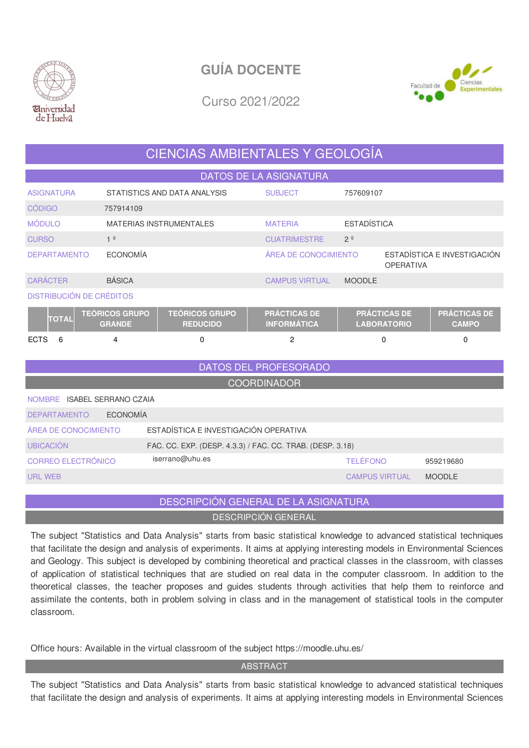# GUÍA DOCENTE

Curso 2021/2022

## CIENCIAS AMBIENTALES Y GEOLOGÍA

### DATOS DE LA ASIGNATURA

| | | | |
|---|---|---|---|
| ASIGNATURA | STATISTICS AND DATA ANALYSIS | SUBJECT | 757609107 |
| CÓDIGO | 757914109 | | |
| MÓDULO | MATERIAS INSTRUMENTALES | MATERIA | ESTADÍSTICA |
| CURSO | 1 º | CUATRIMESTRE | 2 º |
| DEPARTAMENTO | ECONOMÍA | ÁREA DE CONOCIMIENTO | ESTADÍSTICA E INVESTIGACIÓN OPERATIVA |
| CARÁCTER | BÁSICA | CAMPUS VIRTUAL | MOODLE |

DISTRIBUCIÓN DE CRÉDITOS

| | TOTAL | TEÓRICOS GRUPO GRANDE | TEÓRICOS GRUPO REDUCIDO | PRÁCTICAS DE INFORMÁTICA | PRÁCTICAS DE LABORATORIO | PRÁCTICAS DE CAMPO |
|---|---|---|---|---|---|---|
| ECTS | 6 | 4 | 0 | 2 | 0 | 0 |

### DATOS DEL PROFESORADO

#### COORDINADOR

| | | | |
|---|---|---|---|
| NOMBRE | ISABEL SERRANO CZAIA | | |
| DEPARTAMENTO | ECONOMÍA | | |
| ÁREA DE CONOCIMIENTO | ESTADÍSTICA E INVESTIGACIÓN OPERATIVA | | |
| UBICACIÓN | FAC. CC. EXP. (DESP. 4.3.3) / FAC. CC. TRAB. (DESP. 3.18) | | |
| CORREO ELECTRÓNICO | iserrano@uhu.es | TELÉFONO | 959219680 |
| URL WEB | | CAMPUS VIRTUAL | MOODLE |

### DESCRIPCIÓN GENERAL DE LA ASIGNATURA

#### DESCRIPCIÓN GENERAL

The subject "Statistics and Data Analysis" starts from basic statistical knowledge to advanced statistical techniques that facilitate the design and analysis of experiments. It aims at applying interesting models in Environmental Sciences and Geology. This subject is developed by combining theoretical and practical classes in the classroom, with classes of application of statistical techniques that are studied on real data in the computer classroom. In addition to the theoretical classes, the teacher proposes and guides students through activities that help them to reinforce and assimilate the contents, both in problem solving in class and in the management of statistical tools in the computer classroom.

Office hours: Available in the virtual classroom of the subject https://moodle.uhu.es/

#### ABSTRACT

The subject "Statistics and Data Analysis" starts from basic statistical knowledge to advanced statistical techniques that facilitate the design and analysis of experiments. It aims at applying interesting models in Environmental Sciences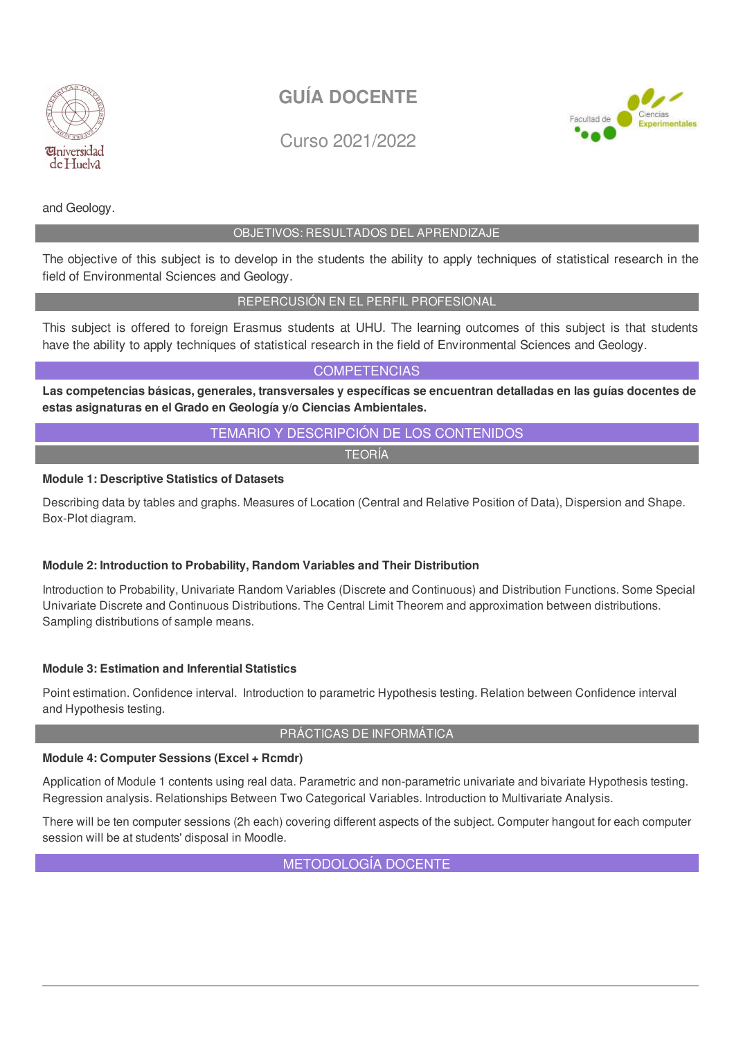and Geology.

## OBJETIVOS: RESULTADOS DEL APRENDIZAJE

The objective of this subject is to develop in the students the ability to apply techniques of statistical research in the field of Environmental Sciences and Geology.

## REPERCUSIÓN EN EL PERFIL PROFESIONAL

This subject is offered to foreign Erasmus students at UHU. The learning outcomes of this subject is that students have the ability to apply techniques of statistical research in the field of Environmental Sciences and Geology.

## COMPETENCIAS

**Las competencias básicas, generales, transversales y específicas se encuentran detalladas en las guías docentes de estas asignaturas en el Grado en Geología y/o Ciencias Ambientales.**

## TEMARIO Y DESCRIPCIÓN DE LOS CONTENIDOS

### TEORÍA

**Module 1: Descriptive Statistics of Datasets**

Describing data by tables and graphs. Measures of Location (Central and Relative Position of Data), Dispersion and Shape. Box-Plot diagram.

**Module 2: Introduction to Probability, Random Variables and Their Distribution**

Introduction to Probability, Univariate Random Variables (Discrete and Continuous) and Distribution Functions. Some Special Univariate Discrete and Continuous Distributions. The Central Limit Theorem and approximation between distributions. Sampling distributions of sample means.

**Module 3: Estimation and Inferential Statistics**

Point estimation. Confidence interval. Introduction to parametric Hypothesis testing. Relation between Confidence interval and Hypothesis testing.

### PRÁCTICAS DE INFORMÁTICA

**Module 4: Computer Sessions (Excel + Rcmdr)**

Application of Module 1 contents using real data. Parametric and non-parametric univariate and bivariate Hypothesis testing. Regression analysis. Relationships Between Two Categorical Variables. Introduction to Multivariate Analysis.

There will be ten computer sessions (2h each) covering different aspects of the subject. Computer hangout for each computer session will be at students' disposal in Moodle.

## METODOLOGÍA DOCENTE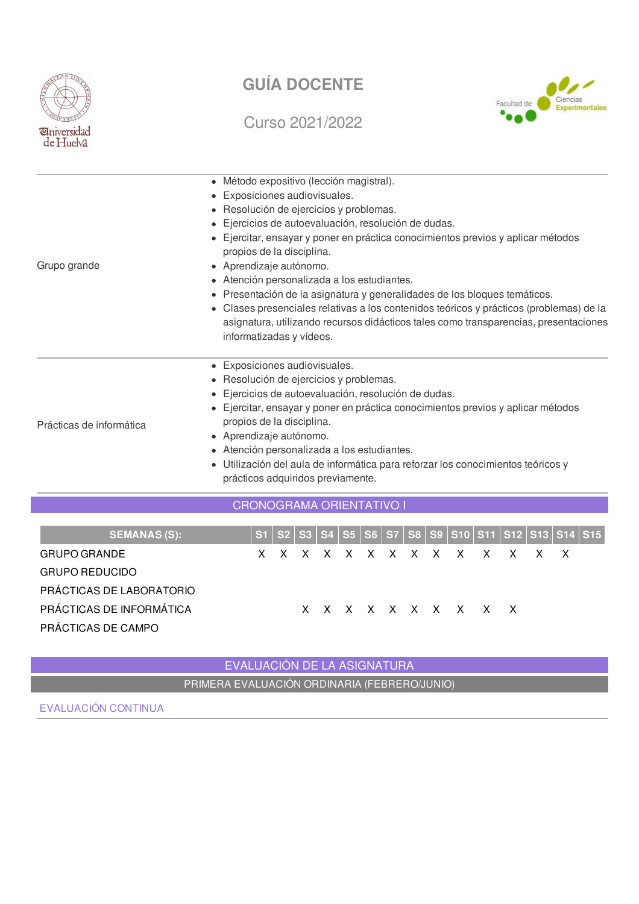| | |
|---|---|
| Grupo grande | • Método expositivo (lección magistral).<br>• Exposiciones audiovisuales.<br>• Resolución de ejercicios y problemas.<br>• Ejercicios de autoevaluación, resolución de dudas.<br>• Ejercitar, ensayar y poner en práctica conocimientos previos y aplicar métodos propios de la disciplina.<br>• Aprendizaje autónomo.<br>• Atención personalizada a los estudiantes.<br>• Presentación de la asignatura y generalidades de los bloques temáticos.<br>• Clases presenciales relativas a los contenidos teóricos y prácticos (problemas) de la asignatura, utilizando recursos didácticos tales como transparencias, presentaciones informatizadas y vídeos. |
| Prácticas de informática | • Exposiciones audiovisuales.<br>• Resolución de ejercicios y problemas.<br>• Ejercicios de autoevaluación, resolución de dudas.<br>• Ejercitar, ensayar y poner en práctica conocimientos previos y aplicar métodos propios de la disciplina.<br>• Aprendizaje autónomo.<br>• Atención personalizada a los estudiantes.<br>• Utilización del aula de informática para reforzar los conocimientos teóricos y prácticos adquiridos previamente. |

## CRONOGRAMA ORIENTATIVO I

| SEMANAS (S): | S1 | S2 | S3 | S4 | S5 | S6 | S7 | S8 | S9 | S10 | S11 | S12 | S13 | S14 | S15 |
|---|---|---|---|---|---|---|---|---|---|---|---|---|---|---|---|
| GRUPO GRANDE | X | X | X | X | X | X | X | X | X | X | X | X | X | X | |
| GRUPO REDUCIDO | | | | | | | | | | | | | | | |
| PRÁCTICAS DE LABORATORIO | | | | | | | | | | | | | | | |
| PRÁCTICAS DE INFORMÁTICA | | | X | X | X | X | X | X | X | X | X | X | | | |
| PRÁCTICAS DE CAMPO | | | | | | | | | | | | | | | |

## EVALUACIÓN DE LA ASIGNATURA

### PRIMERA EVALUACIÓN ORDINARIA (FEBRERO/JUNIO)

#### EVALUACIÓN CONTINUA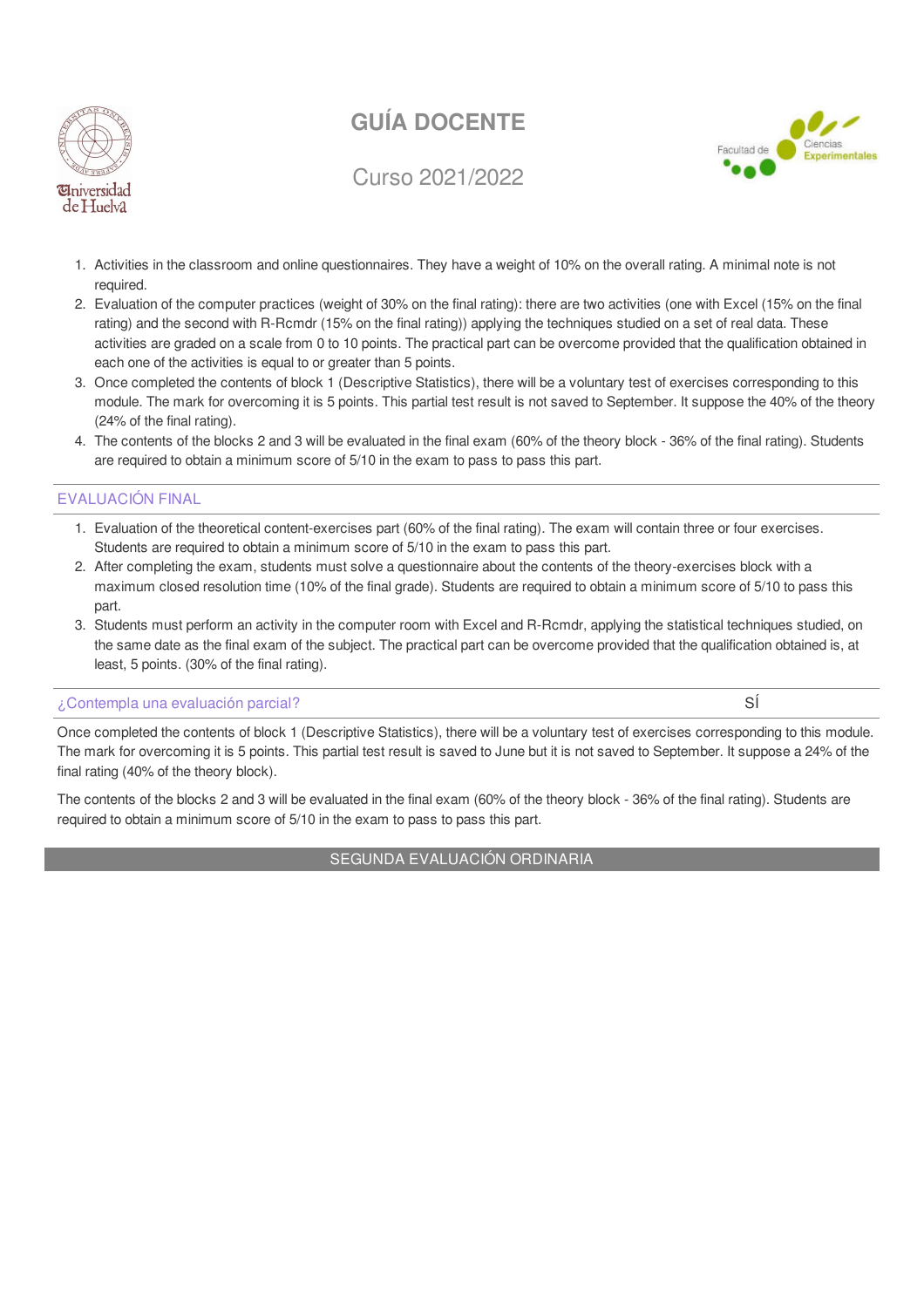1. Activities in the classroom and online questionnaires. They have a weight of 10% on the overall rating. A minimal note is not required.
2. Evaluation of the computer practices (weight of 30% on the final rating): there are two activities (one with Excel (15% on the final rating) and the second with R-Rcmdr (15% on the final rating)) applying the techniques studied on a set of real data. These activities are graded on a scale from 0 to 10 points. The practical part can be overcome provided that the qualification obtained in each one of the activities is equal to or greater than 5 points.
3. Once completed the contents of block 1 (Descriptive Statistics), there will be a voluntary test of exercises corresponding to this module. The mark for overcoming it is 5 points. This partial test result is not saved to September. It suppose the 40% of the theory (24% of the final rating).
4. The contents of the blocks 2 and 3 will be evaluated in the final exam (60% of the theory block - 36% of the final rating). Students are required to obtain a minimum score of 5/10 in the exam to pass to pass this part.

## EVALUACIÓN FINAL

1. Evaluation of the theoretical content-exercises part (60% of the final rating). The exam will contain three or four exercises. Students are required to obtain a minimum score of 5/10 in the exam to pass this part.
2. After completing the exam, students must solve a questionnaire about the contents of the theory-exercises block with a maximum closed resolution time (10% of the final grade). Students are required to obtain a minimum score of 5/10 to pass this part.
3. Students must perform an activity in the computer room with Excel and R-Rcmdr, applying the statistical techniques studied, on the same date as the final exam of the subject. The practical part can be overcome provided that the qualification obtained is, at least, 5 points. (30% of the final rating).

## ¿Contempla una evaluación parcial? SÍ

Once completed the contents of block 1 (Descriptive Statistics), there will be a voluntary test of exercises corresponding to this module. The mark for overcoming it is 5 points. This partial test result is saved to June but it is not saved to September. It suppose a 24% of the final rating (40% of the theory block).

The contents of the blocks 2 and 3 will be evaluated in the final exam (60% of the theory block - 36% of the final rating). Students are required to obtain a minimum score of 5/10 in the exam to pass to pass this part.

## SEGUNDA EVALUACIÓN ORDINARIA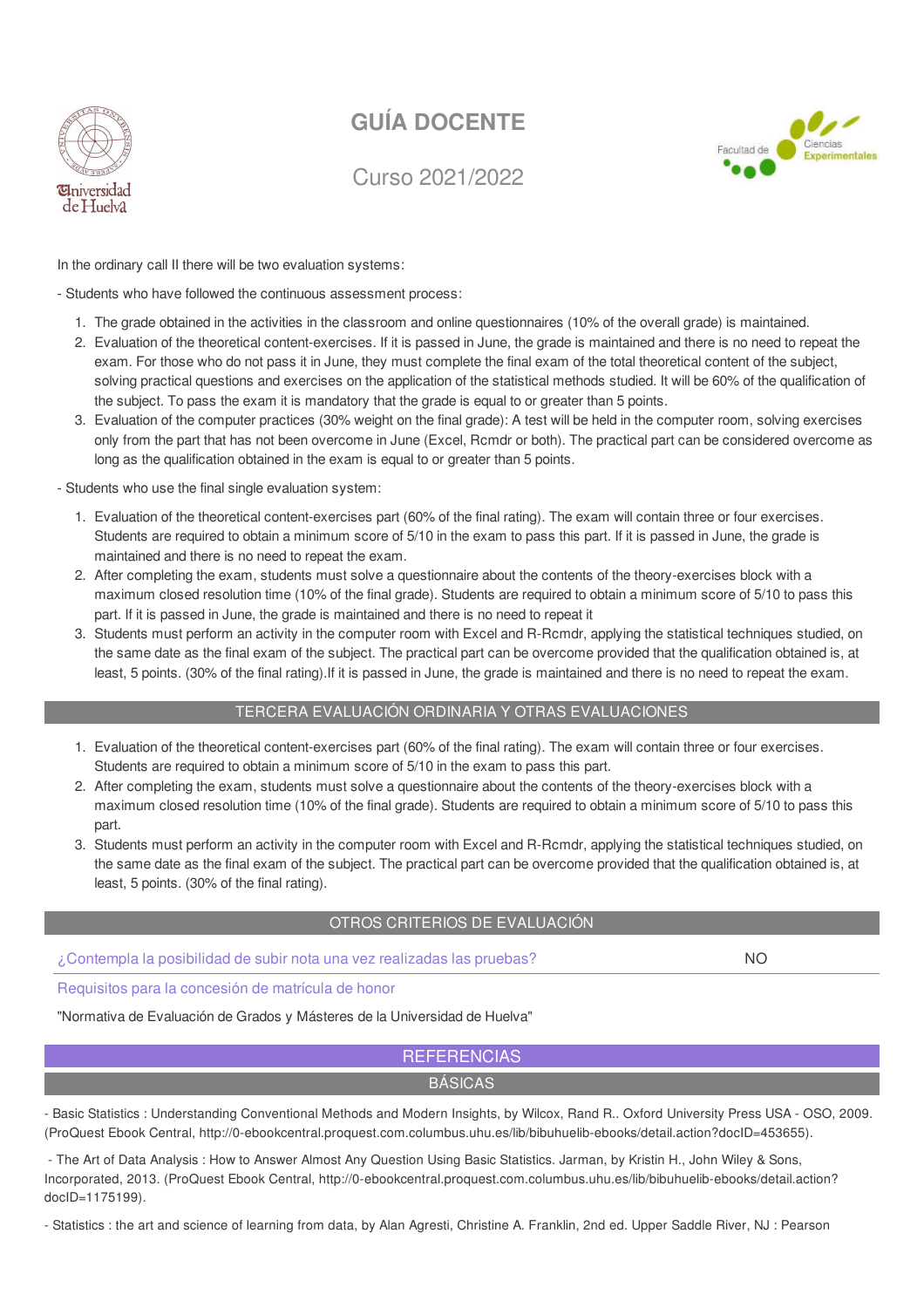In the ordinary call II there will be two evaluation systems:

- Students who have followed the continuous assessment process:

1. The grade obtained in the activities in the classroom and online questionnaires (10% of the overall grade) is maintained.
2. Evaluation of the theoretical content-exercises. If it is passed in June, the grade is maintained and there is no need to repeat the exam. For those who do not pass it in June, they must complete the final exam of the total theoretical content of the subject, solving practical questions and exercises on the application of the statistical methods studied. It will be 60% of the qualification of the subject. To pass the exam it is mandatory that the grade is equal to or greater than 5 points.
3. Evaluation of the computer practices (30% weight on the final grade): A test will be held in the computer room, solving exercises only from the part that has not been overcome in June (Excel, Rcmdr or both). The practical part can be considered overcome as long as the qualification obtained in the exam is equal to or greater than 5 points.

- Students who use the final single evaluation system:

1. Evaluation of the theoretical content-exercises part (60% of the final rating). The exam will contain three or four exercises. Students are required to obtain a minimum score of 5/10 in the exam to pass this part. If it is passed in June, the grade is maintained and there is no need to repeat the exam.
2. After completing the exam, students must solve a questionnaire about the contents of the theory-exercises block with a maximum closed resolution time (10% of the final grade). Students are required to obtain a minimum score of 5/10 to pass this part. If it is passed in June, the grade is maintained and there is no need to repeat it
3. Students must perform an activity in the computer room with Excel and R-Rcmdr, applying the statistical techniques studied, on the same date as the final exam of the subject. The practical part can be overcome provided that the qualification obtained is, at least, 5 points. (30% of the final rating).If it is passed in June, the grade is maintained and there is no need to repeat the exam.

## TERCERA EVALUACIÓN ORDINARIA Y OTRAS EVALUACIONES

1. Evaluation of the theoretical content-exercises part (60% of the final rating). The exam will contain three or four exercises. Students are required to obtain a minimum score of 5/10 in the exam to pass this part.
2. After completing the exam, students must solve a questionnaire about the contents of the theory-exercises block with a maximum closed resolution time (10% of the final grade). Students are required to obtain a minimum score of 5/10 to pass this part.
3. Students must perform an activity in the computer room with Excel and R-Rcmdr, applying the statistical techniques studied, on the same date as the final exam of the subject. The practical part can be overcome provided that the qualification obtained is, at least, 5 points. (30% of the final rating).

## OTROS CRITERIOS DE EVALUACIÓN

¿Contempla la posibilidad de subir nota una vez realizadas las pruebas? NO

Requisitos para la concesión de matrícula de honor

"Normativa de Evaluación de Grados y Másteres de la Universidad de Huelva"

# REFERENCIAS

## BÁSICAS

- Basic Statistics : Understanding Conventional Methods and Modern Insights, by Wilcox, Rand R.. Oxford University Press USA - OSO, 2009. (ProQuest Ebook Central, http://0-ebookcentral.proquest.com.columbus.uhu.es/lib/bibuhuelib-ebooks/detail.action?docID=453655).

- The Art of Data Analysis : How to Answer Almost Any Question Using Basic Statistics. Jarman, by Kristin H., John Wiley & Sons, Incorporated, 2013. (ProQuest Ebook Central, http://0-ebookcentral.proquest.com.columbus.uhu.es/lib/bibuhuelib-ebooks/detail.action?docID=1175199).

- Statistics : the art and science of learning from data, by Alan Agresti, Christine A. Franklin, 2nd ed. Upper Saddle River, NJ : Pearson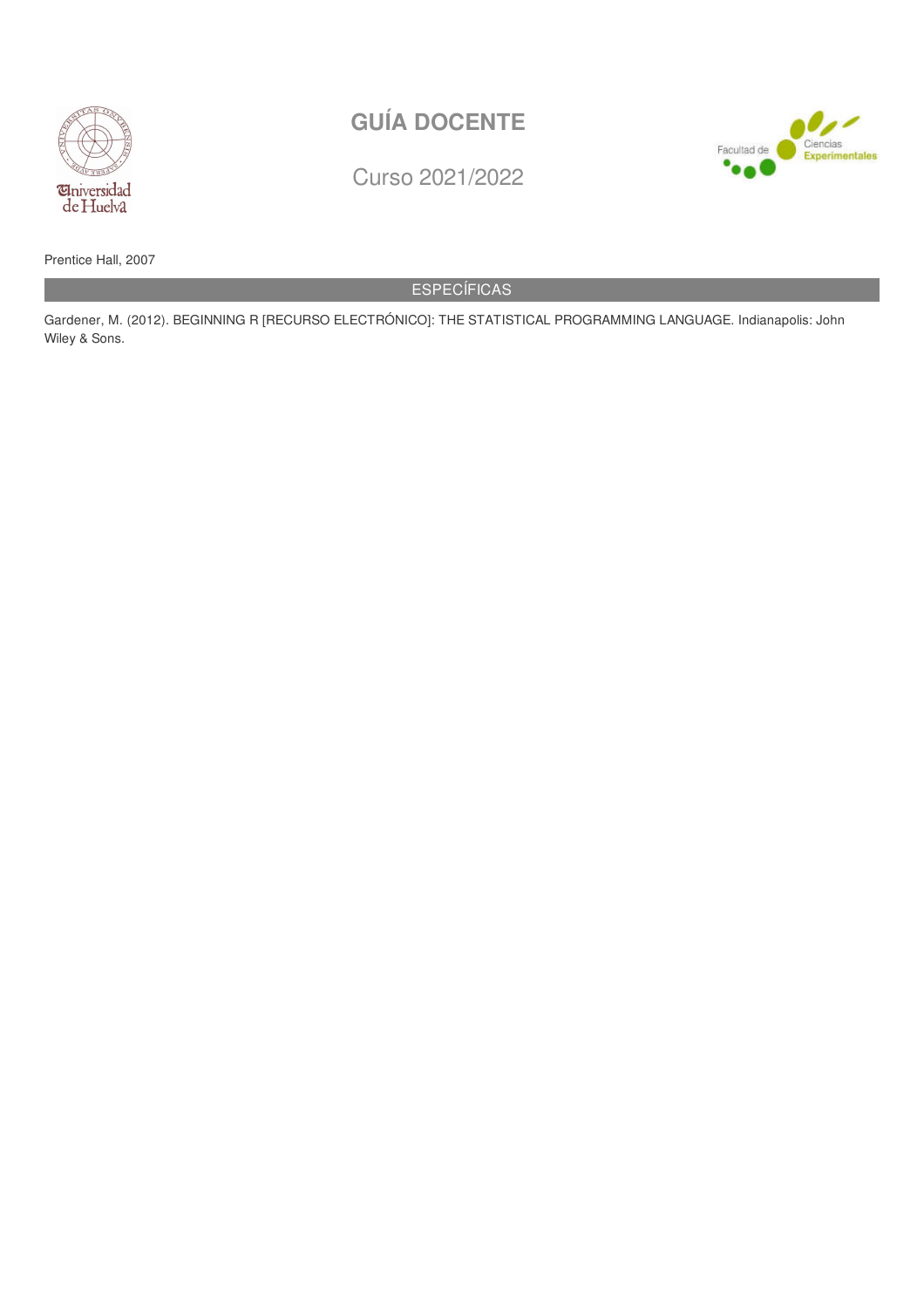Prentice Hall, 2007

## ESPECÍFICAS

Gardener, M. (2012). BEGINNING R [RECURSO ELECTRÓNICO]: THE STATISTICAL PROGRAMMING LANGUAGE. Indianapolis: John Wiley & Sons.